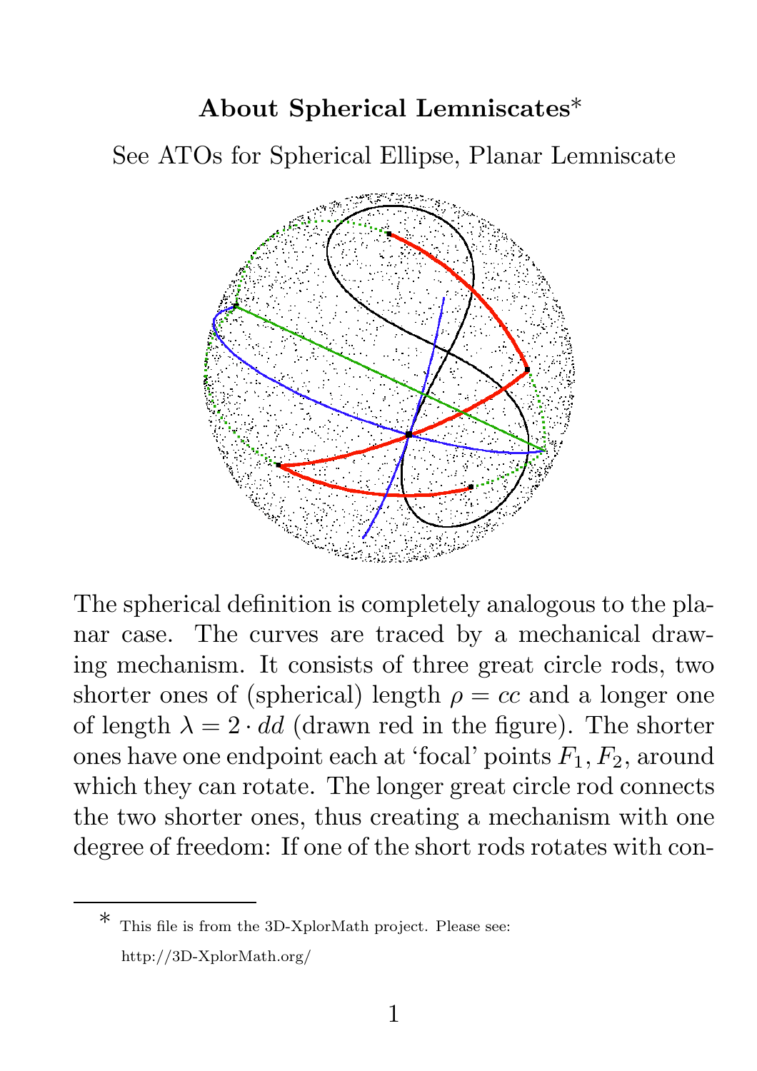# About Spherical Lemniscates[*]

See ATOs for Spherical Ellipse, Planar Lemniscate

The spherical definition is completely analogous to the planar case. The curves are traced by a mechanical drawing mechanism. It consists of three great circle rods, two shorter ones of (spherical) length $\rho = cc$ and a longer one of length $\lambda = 2 \cdot dd$ (drawn red in the figure). The shorter ones have one endpoint each at 'focal' points $F_1, F_2$, around which they can rotate. The longer great circle rod connects the two shorter ones, thus creating a mechanism with one degree of freedom: If one of the short rods rotates with con-

[*] This file is from the 3D-XplorMath project. Please see: http://3D-XplorMath.org/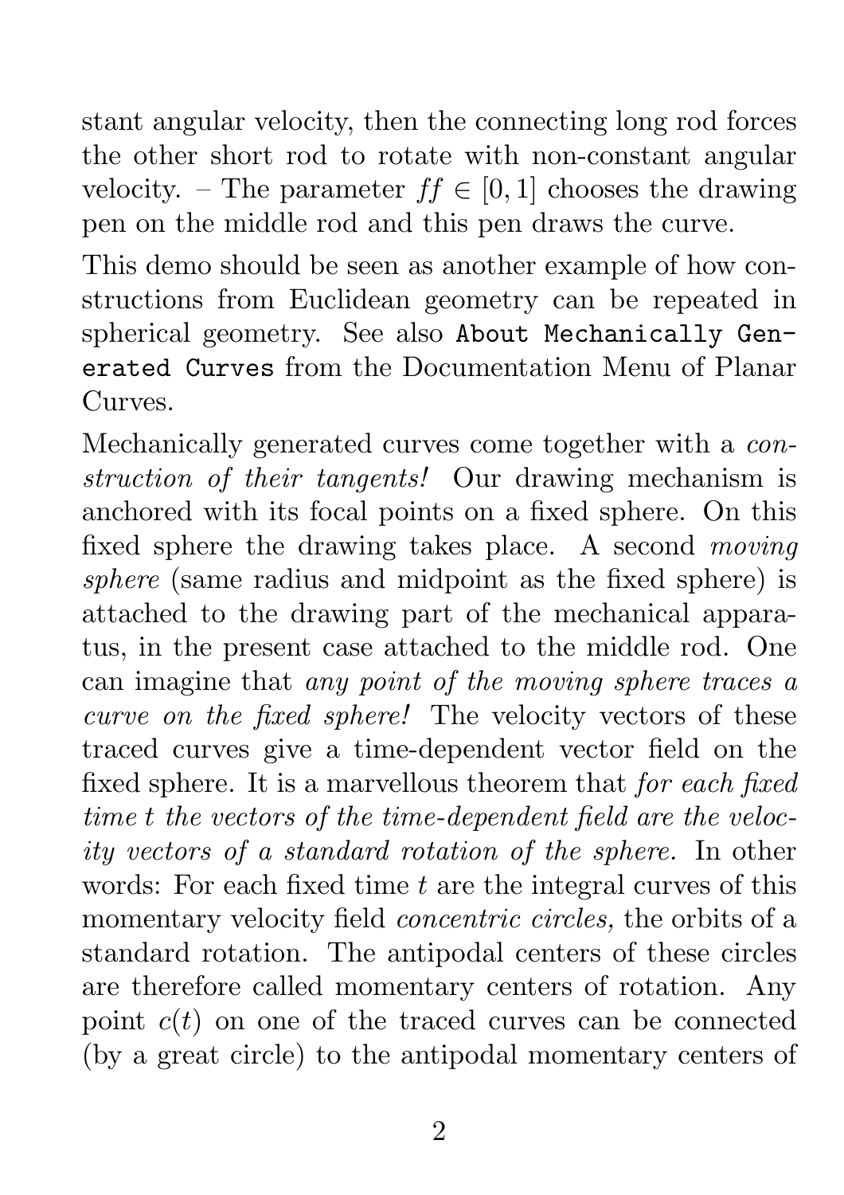stant angular velocity, then the connecting long rod forces the other short rod to rotate with non-constant angular velocity. – The parameter $ff \in [0, 1]$ chooses the drawing pen on the middle rod and this pen draws the curve.

This demo should be seen as another example of how constructions from Euclidean geometry can be repeated in spherical geometry. See also `About Mechanically Generated Curves` from the Documentation Menu of Planar Curves.

Mechanically generated curves come together with a *construction of their tangents!* Our drawing mechanism is anchored with its focal points on a fixed sphere. On this fixed sphere the drawing takes place. A second *moving sphere* (same radius and midpoint as the fixed sphere) is attached to the drawing part of the mechanical apparatus, in the present case attached to the middle rod. One can imagine that *any point of the moving sphere traces a curve on the fixed sphere!* The velocity vectors of these traced curves give a time-dependent vector field on the fixed sphere. It is a marvellous theorem that *for each fixed time $t$ the vectors of the time-dependent field are the velocity vectors of a standard rotation of the sphere.* In other words: For each fixed time $t$ are the integral curves of this momentary velocity field *concentric circles,* the orbits of a standard rotation. The antipodal centers of these circles are therefore called momentary centers of rotation. Any point $c(t)$ on one of the traced curves can be connected (by a great circle) to the antipodal momentary centers of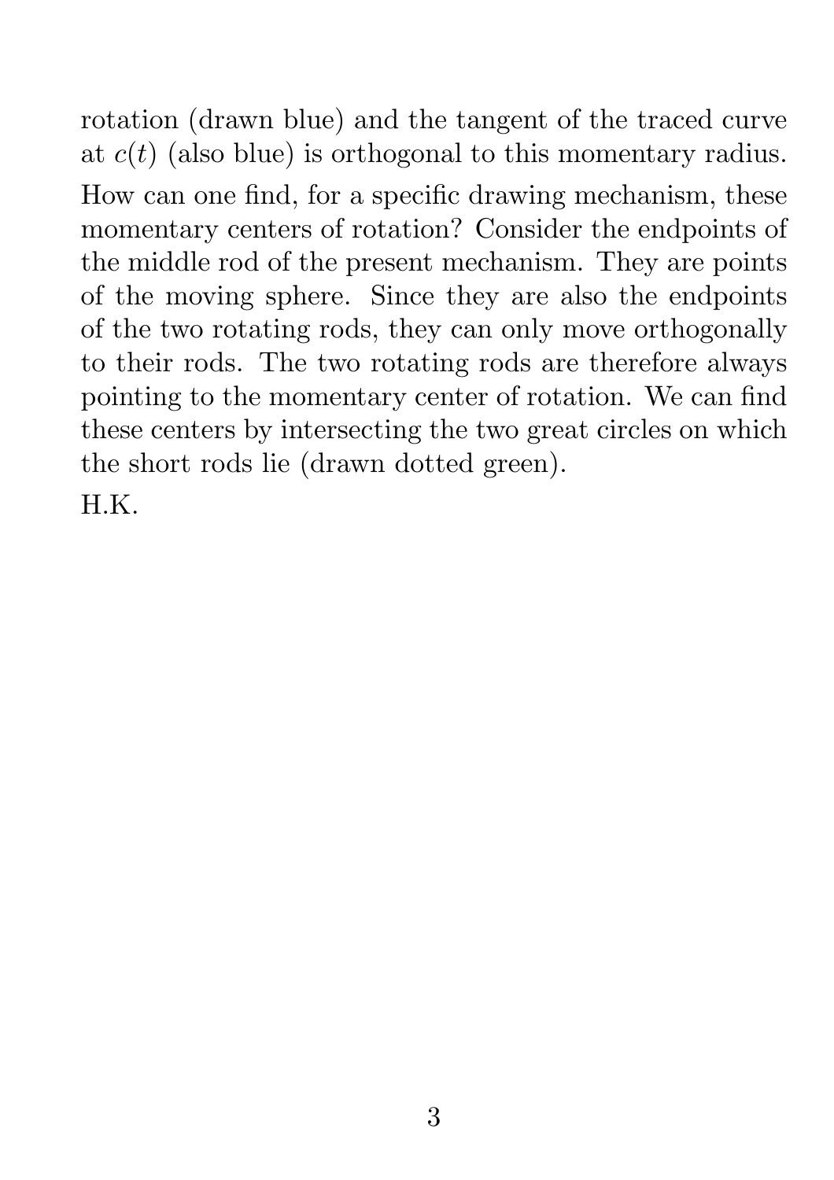rotation (drawn blue) and the tangent of the traced curve at $c(t)$ (also blue) is orthogonal to this momentary radius.

How can one find, for a specific drawing mechanism, these momentary centers of rotation? Consider the endpoints of the middle rod of the present mechanism. They are points of the moving sphere. Since they are also the endpoints of the two rotating rods, they can only move orthogonally to their rods. The two rotating rods are therefore always pointing to the momentary center of rotation. We can find these centers by intersecting the two great circles on which the short rods lie (drawn dotted green).

H.K.